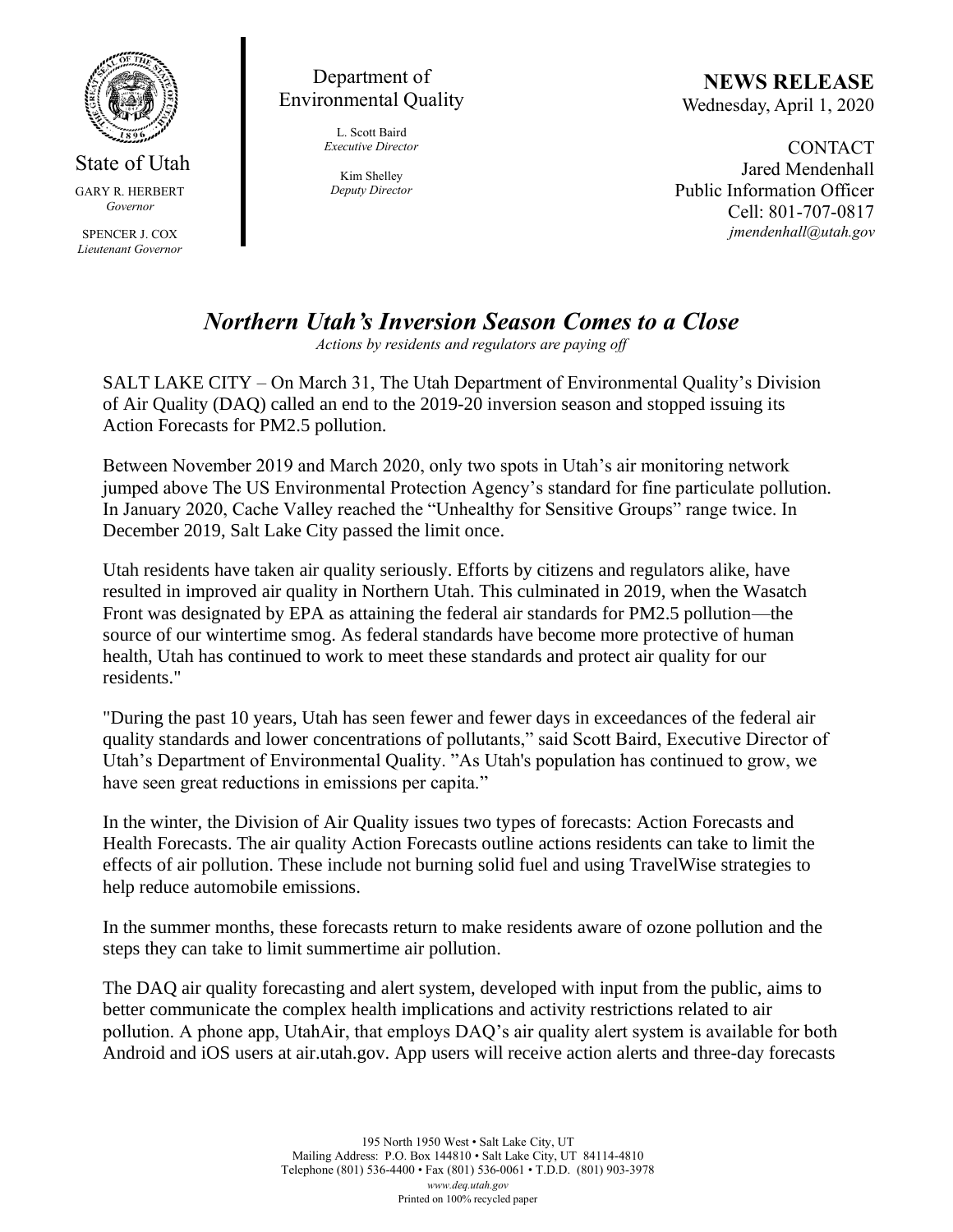State of Utah

GARY R. HERBERT
*Governor*

SPENCER J. COX
*Lieutenant Governor*

Department of Environmental Quality

L. Scott Baird
*Executive Director*

Kim Shelley
*Deputy Director*

**NEWS RELEASE**
Wednesday, April 1, 2020

CONTACT
Jared Mendenhall
Public Information Officer
Cell: 801-707-0817
*jmendenhall@utah.gov*

# *Northern Utah's Inversion Season Comes to a Close*

*Actions by residents and regulators are paying off*

SALT LAKE CITY – On March 31, The Utah Department of Environmental Quality's Division of Air Quality (DAQ) called an end to the 2019-20 inversion season and stopped issuing its Action Forecasts for PM2.5 pollution.

Between November 2019 and March 2020, only two spots in Utah's air monitoring network jumped above The US Environmental Protection Agency's standard for fine particulate pollution. In January 2020, Cache Valley reached the "Unhealthy for Sensitive Groups" range twice. In December 2019, Salt Lake City passed the limit once.

Utah residents have taken air quality seriously. Efforts by citizens and regulators alike, have resulted in improved air quality in Northern Utah. This culminated in 2019, when the Wasatch Front was designated by EPA as attaining the federal air standards for PM2.5 pollution—the source of our wintertime smog. As federal standards have become more protective of human health, Utah has continued to work to meet these standards and protect air quality for our residents."

"During the past 10 years, Utah has seen fewer and fewer days in exceedances of the federal air quality standards and lower concentrations of pollutants," said Scott Baird, Executive Director of Utah's Department of Environmental Quality. "As Utah's population has continued to grow, we have seen great reductions in emissions per capita."

In the winter, the Division of Air Quality issues two types of forecasts: Action Forecasts and Health Forecasts. The air quality Action Forecasts outline actions residents can take to limit the effects of air pollution. These include not burning solid fuel and using TravelWise strategies to help reduce automobile emissions.

In the summer months, these forecasts return to make residents aware of ozone pollution and the steps they can take to limit summertime air pollution.

The DAQ air quality forecasting and alert system, developed with input from the public, aims to better communicate the complex health implications and activity restrictions related to air pollution. A phone app, UtahAir, that employs DAQ's air quality alert system is available for both Android and iOS users at air.utah.gov. App users will receive action alerts and three-day forecasts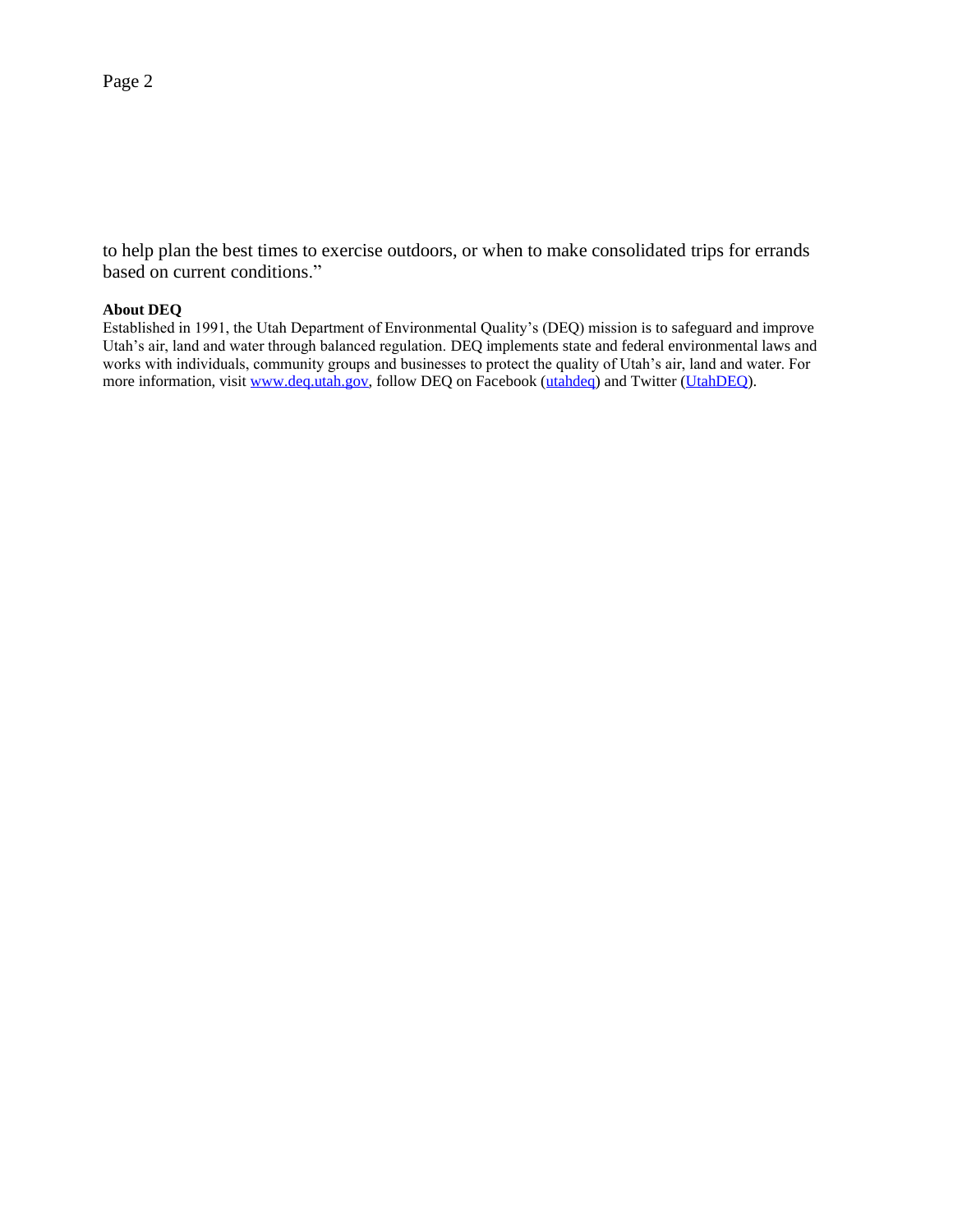to help plan the best times to exercise outdoors, or when to make consolidated trips for errands based on current conditions."

**About DEQ**

Established in 1991, the Utah Department of Environmental Quality's (DEQ) mission is to safeguard and improve Utah's air, land and water through balanced regulation. DEQ implements state and federal environmental laws and works with individuals, community groups and businesses to protect the quality of Utah's air, land and water. For more information, visit www.deq.utah.gov, follow DEQ on Facebook (utahdeq) and Twitter (UtahDEQ).